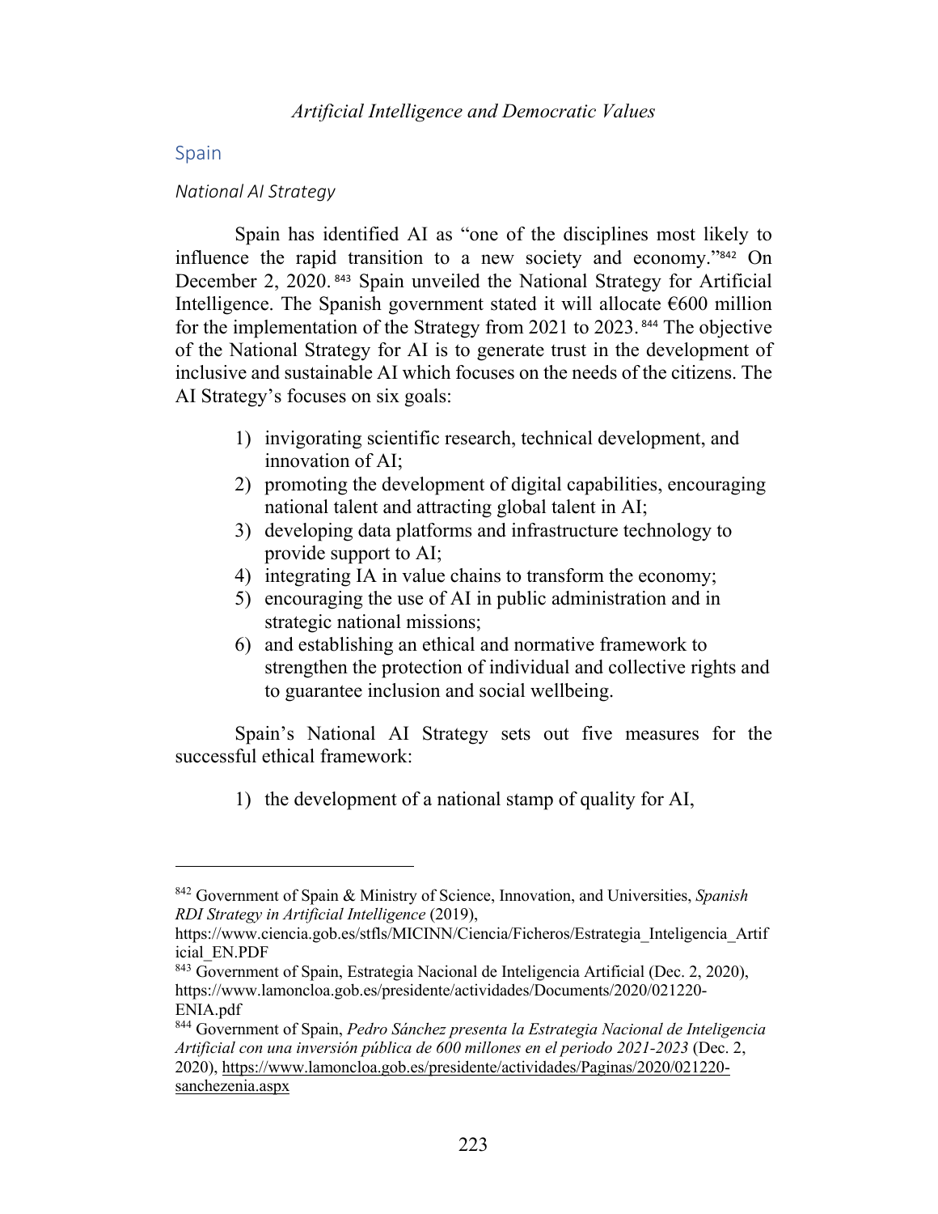## Spain

### *National AI Strategy*

Spain has identified AI as "one of the disciplines most likely to influence the rapid transition to a new society and economy."[842] On December 2, 2020.[843] Spain unveiled the National Strategy for Artificial Intelligence. The Spanish government stated it will allocate €600 million for the implementation of the Strategy from 2021 to 2023.[844] The objective of the National Strategy for AI is to generate trust in the development of inclusive and sustainable AI which focuses on the needs of the citizens. The AI Strategy's focuses on six goals:

1) invigorating scientific research, technical development, and innovation of AI;
2) promoting the development of digital capabilities, encouraging national talent and attracting global talent in AI;
3) developing data platforms and infrastructure technology to provide support to AI;
4) integrating IA in value chains to transform the economy;
5) encouraging the use of AI in public administration and in strategic national missions;
6) and establishing an ethical and normative framework to strengthen the protection of individual and collective rights and to guarantee inclusion and social wellbeing.

Spain's National AI Strategy sets out five measures for the successful ethical framework:

1) the development of a national stamp of quality for AI,

---

[842] Government of Spain & Ministry of Science, Innovation, and Universities, *Spanish RDI Strategy in Artificial Intelligence* (2019), https://www.ciencia.gob.es/stfls/MICINN/Ciencia/Ficheros/Estrategia_Inteligencia_Artificial_EN.PDF

[843] Government of Spain, Estrategia Nacional de Inteligencia Artificial (Dec. 2, 2020), https://www.lamoncloa.gob.es/presidente/actividades/Documents/2020/021220-ENIA.pdf

[844] Government of Spain, *Pedro Sánchez presenta la Estrategia Nacional de Inteligencia Artificial con una inversión pública de 600 millones en el periodo 2021-2023* (Dec. 2, 2020), https://www.lamoncloa.gob.es/presidente/actividades/Paginas/2020/021220-sanchezenia.aspx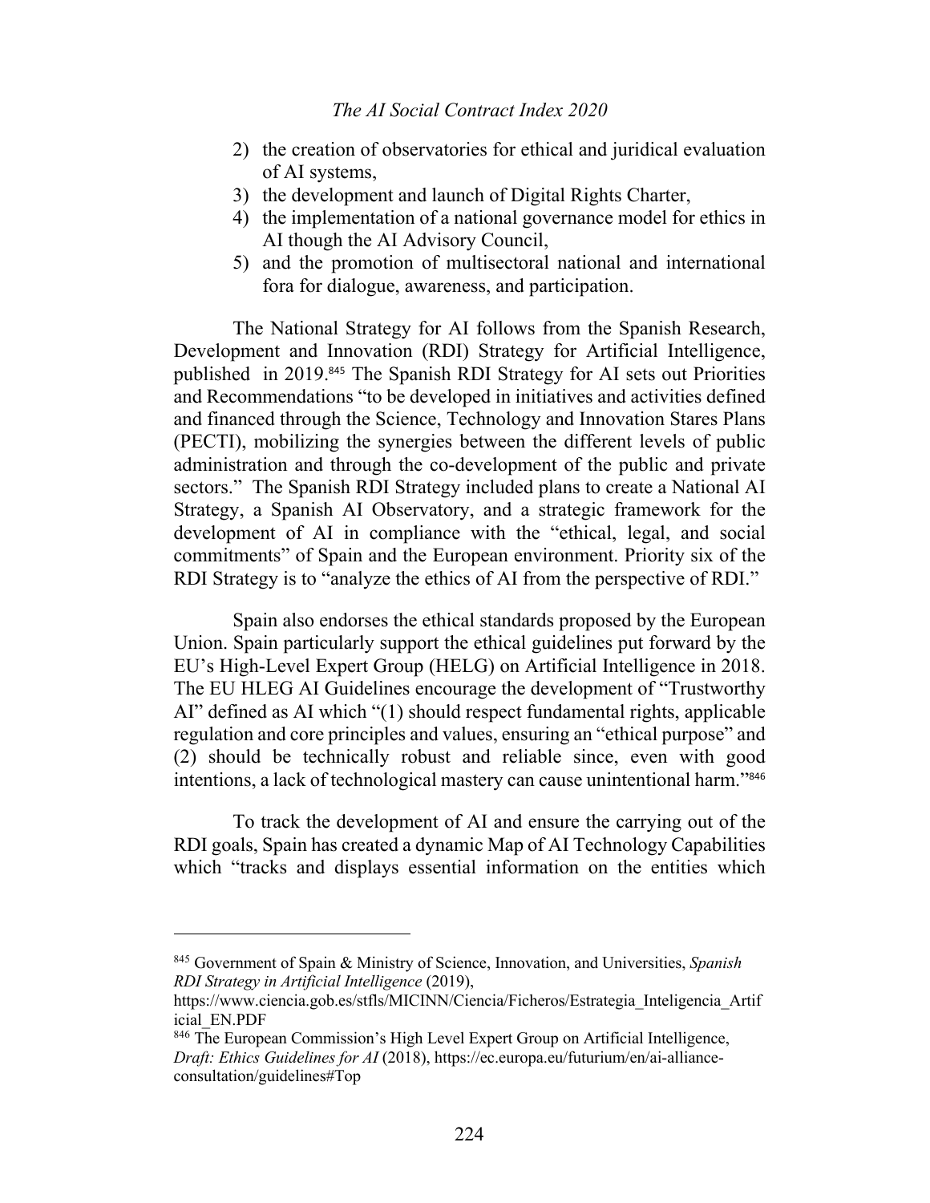2) the creation of observatories for ethical and juridical evaluation of AI systems,
3) the development and launch of Digital Rights Charter,
4) the implementation of a national governance model for ethics in AI though the AI Advisory Council,
5) and the promotion of multisectoral national and international fora for dialogue, awareness, and participation.

The National Strategy for AI follows from the Spanish Research, Development and Innovation (RDI) Strategy for Artificial Intelligence, published in 2019.[845] The Spanish RDI Strategy for AI sets out Priorities and Recommendations "to be developed in initiatives and activities defined and financed through the Science, Technology and Innovation Stares Plans (PECTI), mobilizing the synergies between the different levels of public administration and through the co-development of the public and private sectors." The Spanish RDI Strategy included plans to create a National AI Strategy, a Spanish AI Observatory, and a strategic framework for the development of AI in compliance with the "ethical, legal, and social commitments" of Spain and the European environment. Priority six of the RDI Strategy is to "analyze the ethics of AI from the perspective of RDI."

Spain also endorses the ethical standards proposed by the European Union. Spain particularly support the ethical guidelines put forward by the EU's High-Level Expert Group (HELG) on Artificial Intelligence in 2018. The EU HLEG AI Guidelines encourage the development of "Trustworthy AI" defined as AI which "(1) should respect fundamental rights, applicable regulation and core principles and values, ensuring an "ethical purpose" and (2) should be technically robust and reliable since, even with good intentions, a lack of technological mastery can cause unintentional harm."[846]

To track the development of AI and ensure the carrying out of the RDI goals, Spain has created a dynamic Map of AI Technology Capabilities which "tracks and displays essential information on the entities which

---

[845] Government of Spain & Ministry of Science, Innovation, and Universities, *Spanish RDI Strategy in Artificial Intelligence* (2019), https://www.ciencia.gob.es/stfls/MICINN/Ciencia/Ficheros/Estrategia_Inteligencia_Artificial_EN.PDF

[846] The European Commission's High Level Expert Group on Artificial Intelligence, *Draft: Ethics Guidelines for AI* (2018), https://ec.europa.eu/futurium/en/ai-alliance-consultation/guidelines#Top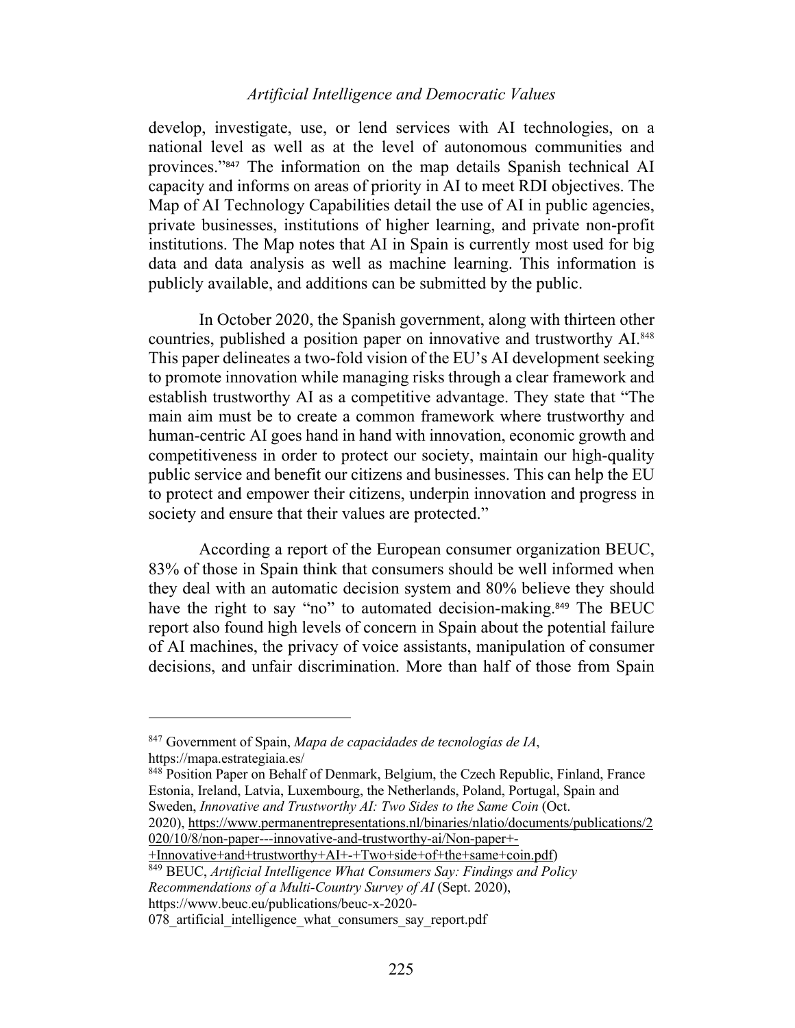develop, investigate, use, or lend services with AI technologies, on a national level as well as at the level of autonomous communities and provinces."[847] The information on the map details Spanish technical AI capacity and informs on areas of priority in AI to meet RDI objectives. The Map of AI Technology Capabilities detail the use of AI in public agencies, private businesses, institutions of higher learning, and private non-profit institutions. The Map notes that AI in Spain is currently most used for big data and data analysis as well as machine learning. This information is publicly available, and additions can be submitted by the public.

In October 2020, the Spanish government, along with thirteen other countries, published a position paper on innovative and trustworthy AI.[848] This paper delineates a two-fold vision of the EU's AI development seeking to promote innovation while managing risks through a clear framework and establish trustworthy AI as a competitive advantage. They state that "The main aim must be to create a common framework where trustworthy and human-centric AI goes hand in hand with innovation, economic growth and competitiveness in order to protect our society, maintain our high-quality public service and benefit our citizens and businesses. This can help the EU to protect and empower their citizens, underpin innovation and progress in society and ensure that their values are protected."

According a report of the European consumer organization BEUC, 83% of those in Spain think that consumers should be well informed when they deal with an automatic decision system and 80% believe they should have the right to say "no" to automated decision-making.[849] The BEUC report also found high levels of concern in Spain about the potential failure of AI machines, the privacy of voice assistants, manipulation of consumer decisions, and unfair discrimination. More than half of those from Spain

---

[847] Government of Spain, *Mapa de capacidades de tecnologías de IA*, https://mapa.estrategiaia.es/

[848] Position Paper on Behalf of Denmark, Belgium, the Czech Republic, Finland, France Estonia, Ireland, Latvia, Luxembourg, the Netherlands, Poland, Portugal, Spain and Sweden, *Innovative and Trustworthy AI: Two Sides to the Same Coin* (Oct. 2020), https://www.permanentrepresentations.nl/binaries/nlatio/documents/publications/2020/10/8/non-paper---innovative-and-trustworthy-ai/Non-paper+-+Innovative+and+trustworthy+AI+-+Two+side+of+the+same+coin.pdf)

[849] BEUC, *Artificial Intelligence What Consumers Say: Findings and Policy Recommendations of a Multi-Country Survey of AI* (Sept. 2020), https://www.beuc.eu/publications/beuc-x-2020-078_artificial_intelligence_what_consumers_say_report.pdf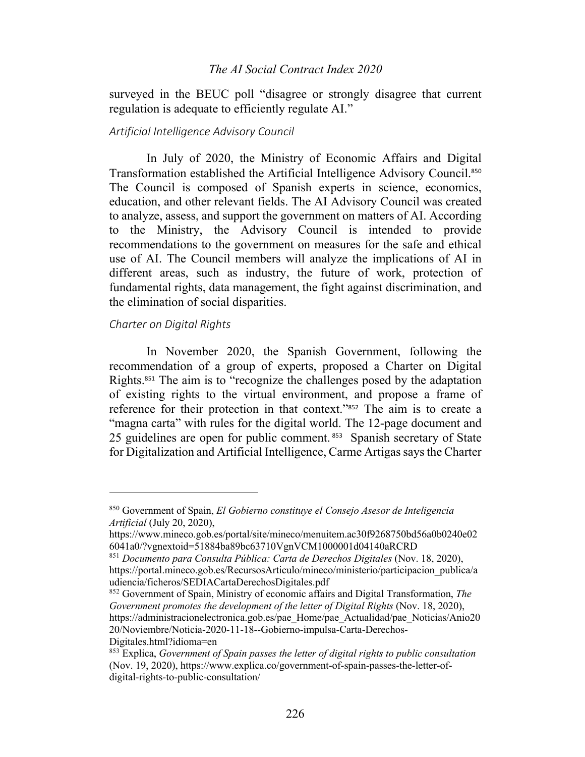surveyed in the BEUC poll "disagree or strongly disagree that current regulation is adequate to efficiently regulate AI."

### *Artificial Intelligence Advisory Council*

In July of 2020, the Ministry of Economic Affairs and Digital Transformation established the Artificial Intelligence Advisory Council.[850] The Council is composed of Spanish experts in science, economics, education, and other relevant fields. The AI Advisory Council was created to analyze, assess, and support the government on matters of AI. According to the Ministry, the Advisory Council is intended to provide recommendations to the government on measures for the safe and ethical use of AI. The Council members will analyze the implications of AI in different areas, such as industry, the future of work, protection of fundamental rights, data management, the fight against discrimination, and the elimination of social disparities.

### *Charter on Digital Rights*

In November 2020, the Spanish Government, following the recommendation of a group of experts, proposed a Charter on Digital Rights.[851] The aim is to "recognize the challenges posed by the adaptation of existing rights to the virtual environment, and propose a frame of reference for their protection in that context."[852] The aim is to create a "magna carta" with rules for the digital world. The 12-page document and 25 guidelines are open for public comment.[853] Spanish secretary of State for Digitalization and Artificial Intelligence, Carme Artigas says the Charter

---

[850] Government of Spain, *El Gobierno constituye el Consejo Asesor de Inteligencia Artificial* (July 20, 2020), https://www.mineco.gob.es/portal/site/mineco/menuitem.ac30f9268750bd56a0b0240e026041a0/?vgnextoid=51884ba89bc63710VgnVCM1000001d04140aRCRD

[851] *Documento para Consulta Pública: Carta de Derechos Digitales* (Nov. 18, 2020), https://portal.mineco.gob.es/RecursosArticulo/mineco/ministerio/participacion_publica/audiencia/ficheros/SEDIACartaDerechosDigitales.pdf

[852] Government of Spain, Ministry of economic affairs and Digital Transformation, *The Government promotes the development of the letter of Digital Rights* (Nov. 18, 2020), https://administracionelectronica.gob.es/pae_Home/pae_Actualidad/pae_Noticias/Anio2020/Noviembre/Noticia-2020-11-18--Gobierno-impulsa-Carta-Derechos-Digitales.html?idioma=en

[853] Explica, *Government of Spain passes the letter of digital rights to public consultation* (Nov. 19, 2020), https://www.explica.co/government-of-spain-passes-the-letter-of-digital-rights-to-public-consultation/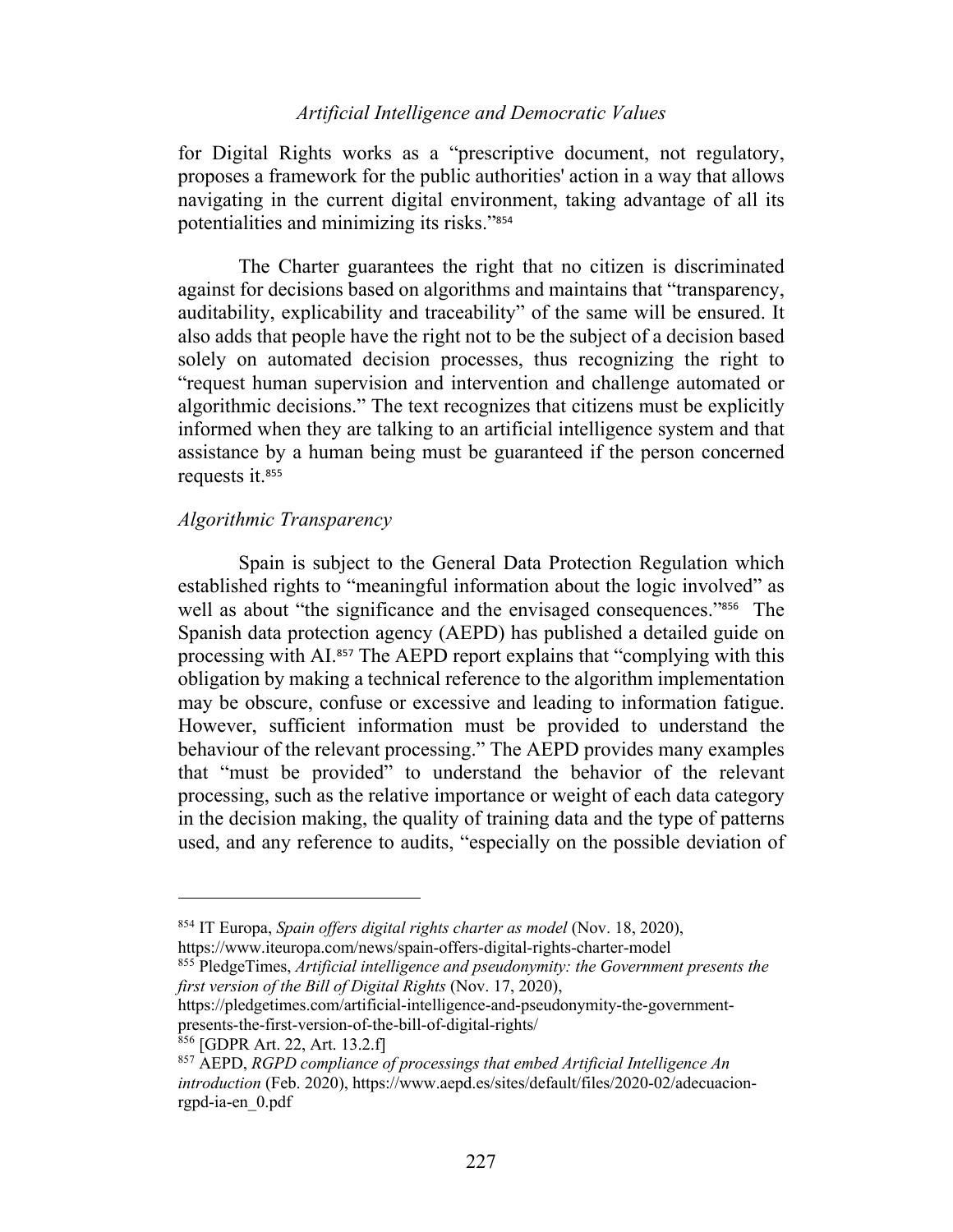for Digital Rights works as a "prescriptive document, not regulatory, proposes a framework for the public authorities' action in a way that allows navigating in the current digital environment, taking advantage of all its potentialities and minimizing its risks."[854]

The Charter guarantees the right that no citizen is discriminated against for decisions based on algorithms and maintains that "transparency, auditability, explicability and traceability" of the same will be ensured. It also adds that people have the right not to be the subject of a decision based solely on automated decision processes, thus recognizing the right to "request human supervision and intervention and challenge automated or algorithmic decisions." The text recognizes that citizens must be explicitly informed when they are talking to an artificial intelligence system and that assistance by a human being must be guaranteed if the person concerned requests it.[855]

*Algorithmic Transparency*

Spain is subject to the General Data Protection Regulation which established rights to "meaningful information about the logic involved" as well as about "the significance and the envisaged consequences."[856] The Spanish data protection agency (AEPD) has published a detailed guide on processing with AI.[857] The AEPD report explains that "complying with this obligation by making a technical reference to the algorithm implementation may be obscure, confuse or excessive and leading to information fatigue. However, sufficient information must be provided to understand the behaviour of the relevant processing." The AEPD provides many examples that "must be provided" to understand the behavior of the relevant processing, such as the relative importance or weight of each data category in the decision making, the quality of training data and the type of patterns used, and any reference to audits, "especially on the possible deviation of

---

[854] IT Europa, *Spain offers digital rights charter as model* (Nov. 18, 2020), https://www.iteuropa.com/news/spain-offers-digital-rights-charter-model

[855] PledgeTimes, *Artificial intelligence and pseudonymity: the Government presents the first version of the Bill of Digital Rights* (Nov. 17, 2020), https://pledgetimes.com/artificial-intelligence-and-pseudonymity-the-government-presents-the-first-version-of-the-bill-of-digital-rights/

[856] [GDPR Art. 22, Art. 13.2.f]

[857] AEPD, *RGPD compliance of processings that embed Artificial Intelligence An introduction* (Feb. 2020), https://www.aepd.es/sites/default/files/2020-02/adecuacion-rgpd-ia-en_0.pdf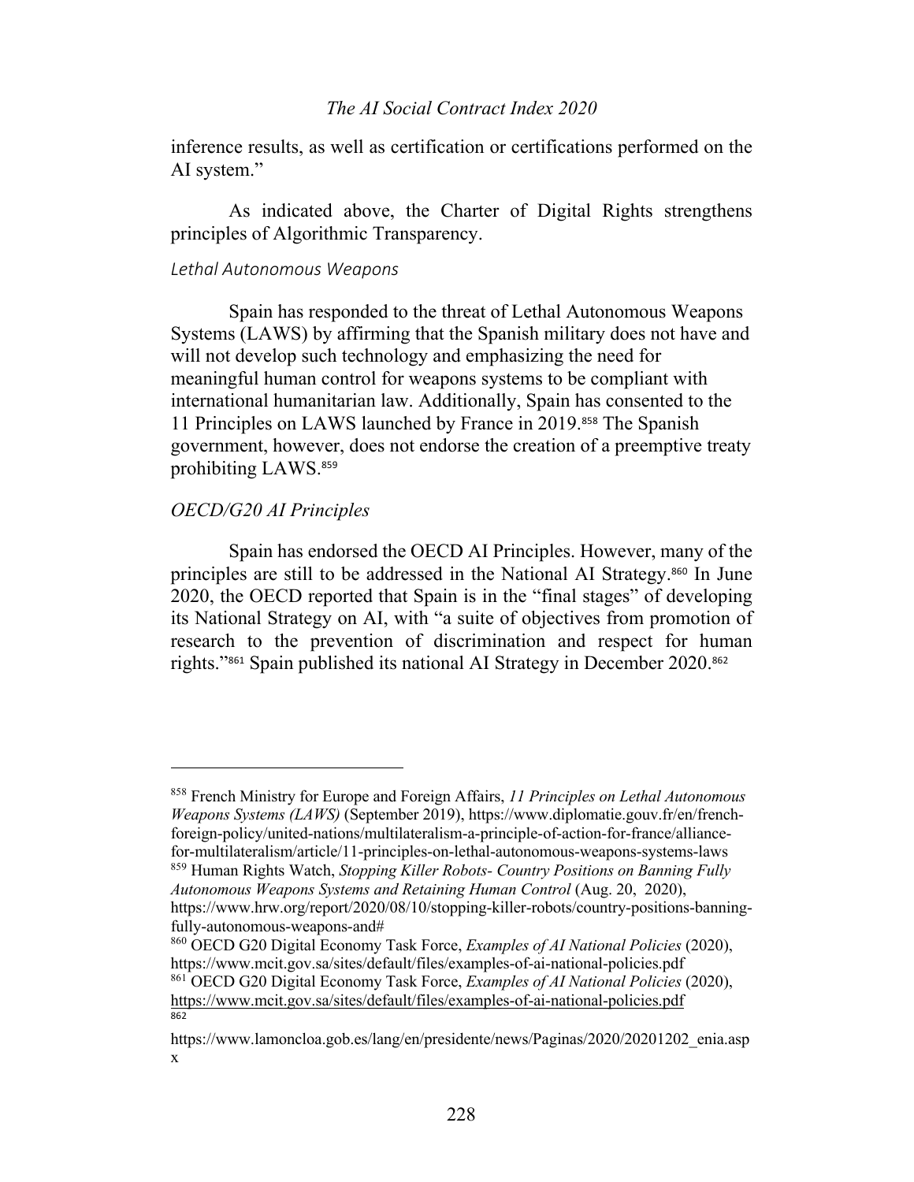inference results, as well as certification or certifications performed on the AI system."

As indicated above, the Charter of Digital Rights strengthens principles of Algorithmic Transparency.

### *Lethal Autonomous Weapons*

Spain has responded to the threat of Lethal Autonomous Weapons Systems (LAWS) by affirming that the Spanish military does not have and will not develop such technology and emphasizing the need for meaningful human control for weapons systems to be compliant with international humanitarian law. Additionally, Spain has consented to the 11 Principles on LAWS launched by France in 2019.[858] The Spanish government, however, does not endorse the creation of a preemptive treaty prohibiting LAWS.[859]

### *OECD/G20 AI Principles*

Spain has endorsed the OECD AI Principles. However, many of the principles are still to be addressed in the National AI Strategy.[860] In June 2020, the OECD reported that Spain is in the "final stages" of developing its National Strategy on AI, with "a suite of objectives from promotion of research to the prevention of discrimination and respect for human rights."[861] Spain published its national AI Strategy in December 2020.[862]

---

[858] French Ministry for Europe and Foreign Affairs, *11 Principles on Lethal Autonomous Weapons Systems (LAWS)* (September 2019), https://www.diplomatie.gouv.fr/en/french-foreign-policy/united-nations/multilateralism-a-principle-of-action-for-france/alliance-for-multilateralism/article/11-principles-on-lethal-autonomous-weapons-systems-laws

[859] Human Rights Watch, *Stopping Killer Robots- Country Positions on Banning Fully Autonomous Weapons Systems and Retaining Human Control* (Aug. 20, 2020), https://www.hrw.org/report/2020/08/10/stopping-killer-robots/country-positions-banning-fully-autonomous-weapons-and#

[860] OECD G20 Digital Economy Task Force, *Examples of AI National Policies* (2020), https://www.mcit.gov.sa/sites/default/files/examples-of-ai-national-policies.pdf

[861] OECD G20 Digital Economy Task Force, *Examples of AI National Policies* (2020), https://www.mcit.gov.sa/sites/default/files/examples-of-ai-national-policies.pdf

[862] https://www.lamoncloa.gob.es/lang/en/presidente/news/Paginas/2020/20201202_enia.aspx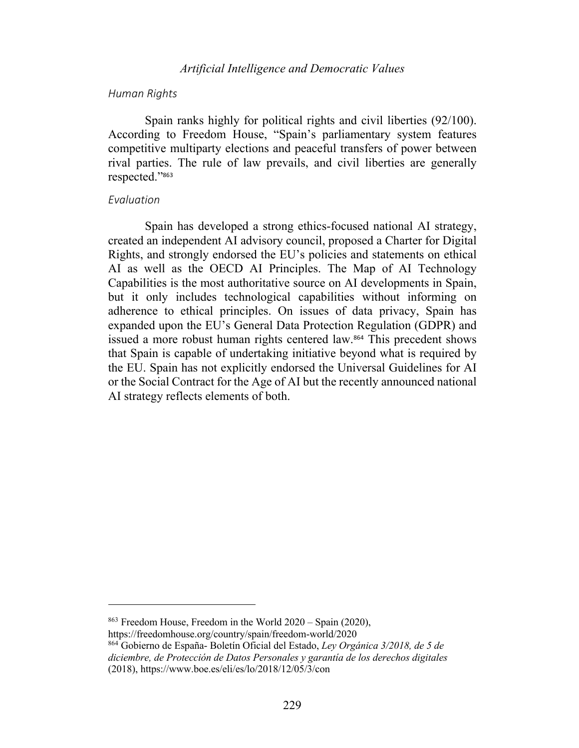### *Human Rights*

Spain ranks highly for political rights and civil liberties (92/100). According to Freedom House, "Spain's parliamentary system features competitive multiparty elections and peaceful transfers of power between rival parties. The rule of law prevails, and civil liberties are generally respected."[863]

### *Evaluation*

Spain has developed a strong ethics-focused national AI strategy, created an independent AI advisory council, proposed a Charter for Digital Rights, and strongly endorsed the EU's policies and statements on ethical AI as well as the OECD AI Principles. The Map of AI Technology Capabilities is the most authoritative source on AI developments in Spain, but it only includes technological capabilities without informing on adherence to ethical principles. On issues of data privacy, Spain has expanded upon the EU's General Data Protection Regulation (GDPR) and issued a more robust human rights centered law.[864] This precedent shows that Spain is capable of undertaking initiative beyond what is required by the EU. Spain has not explicitly endorsed the Universal Guidelines for AI or the Social Contract for the Age of AI but the recently announced national AI strategy reflects elements of both.

---

[863] Freedom House, Freedom in the World 2020 – Spain (2020), https://freedomhouse.org/country/spain/freedom-world/2020

[864] Gobierno de España- Boletín Oficial del Estado, *Ley Orgánica 3/2018, de 5 de diciembre, de Protección de Datos Personales y garantía de los derechos digitales* (2018), https://www.boe.es/eli/es/lo/2018/12/05/3/con